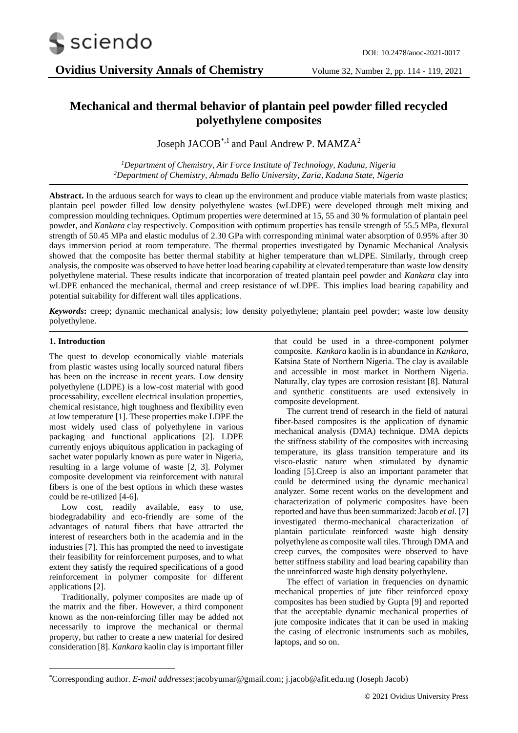# Mechanical and thermal behavior of plantain peel powder filled recycled polyethylene composites

Joseph JACOB[*,1] and Paul Andrew P. MAMZA[2]

[1]Department of Chemistry, Air Force Institute of Technology, Kaduna, Nigeria
[2]Department of Chemistry, Ahmadu Bello University, Zaria, Kaduna State, Nigeria

**Abstract.** In the arduous search for ways to clean up the environment and produce viable materials from waste plastics; plantain peel powder filled low density polyethylene wastes (wLDPE) were developed through melt mixing and compression moulding techniques. Optimum properties were determined at 15, 55 and 30 % formulation of plantain peel powder, and *Kankara* clay respectively. Composition with optimum properties has tensile strength of 55.5 MPa, flexural strength of 50.45 MPa and elastic modulus of 2.30 GPa with corresponding minimal water absorption of 0.95% after 30 days immersion period at room temperature. The thermal properties investigated by Dynamic Mechanical Analysis showed that the composite has better thermal stability at higher temperature than wLDPE. Similarly, through creep analysis, the composite was observed to have better load bearing capability at elevated temperature than waste low density polyethylene material. These results indicate that incorporation of treated plantain peel powder and *Kankara* clay into wLDPE enhanced the mechanical, thermal and creep resistance of wLDPE. This implies load bearing capability and potential suitability for different wall tiles applications.

***Keywords*:** creep; dynamic mechanical analysis; low density polyethylene; plantain peel powder; waste low density polyethylene.

## 1. Introduction

The quest to develop economically viable materials from plastic wastes using locally sourced natural fibers has been on the increase in recent years. Low density polyethylene (LDPE) is a low-cost material with good processability, excellent electrical insulation properties, chemical resistance, high toughness and flexibility even at low temperature [1]. These properties make LDPE the most widely used class of polyethylene in various packaging and functional applications [2]. LDPE currently enjoys ubiquitous application in packaging of sachet water popularly known as pure water in Nigeria, resulting in a large volume of waste [2, 3]. Polymer composite development via reinforcement with natural fibers is one of the best options in which these wastes could be re-utilized [4-6].

Low cost, readily available, easy to use, biodegradability and eco-friendly are some of the advantages of natural fibers that have attracted the interest of researchers both in the academia and in the industries [7]. This has prompted the need to investigate their feasibility for reinforcement purposes, and to what extent they satisfy the required specifications of a good reinforcement in polymer composite for different applications [2].

Traditionally, polymer composites are made up of the matrix and the fiber. However, a third component known as the non-reinforcing filler may be added not necessarily to improve the mechanical or thermal property, but rather to create a new material for desired consideration [8]. *Kankara* kaolin clay is important filler that could be used in a three-component polymer composite. *Kankara* kaolin is in abundance in *Kankara*, Katsina State of Northern Nigeria. The clay is available and accessible in most market in Northern Nigeria. Naturally, clay types are corrosion resistant [8]. Natural and synthetic constituents are used extensively in composite development.

The current trend of research in the field of natural fiber-based composites is the application of dynamic mechanical analysis (DMA) technique. DMA depicts the stiffness stability of the composites with increasing temperature, its glass transition temperature and its visco-elastic nature when stimulated by dynamic loading [5].Creep is also an important parameter that could be determined using the dynamic mechanical analyzer. Some recent works on the development and characterization of polymeric composites have been reported and have thus been summarized: Jacob *et al*. [7] investigated thermo-mechanical characterization of plantain particulate reinforced waste high density polyethylene as composite wall tiles. Through DMA and creep curves, the composites were observed to have better stiffness stability and load bearing capability than the unreinforced waste high density polyethylene.

The effect of variation in frequencies on dynamic mechanical properties of jute fiber reinforced epoxy composites has been studied by Gupta [9] and reported that the acceptable dynamic mechanical properties of jute composite indicates that it can be used in making the casing of electronic instruments such as mobiles, laptops, and so on.

[*]Corresponding author. *E-mail addresses*:jacobyumar@gmail.com; j.jacob@afit.edu.ng (Joseph Jacob)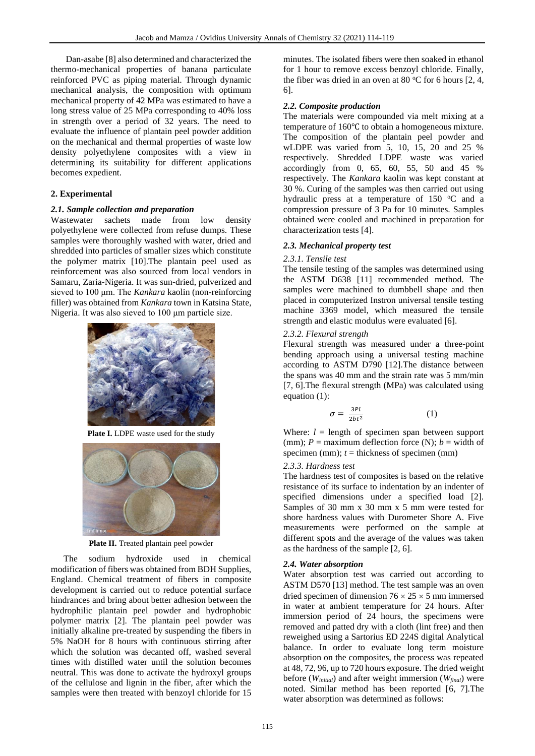Dan-asabe [8] also determined and characterized the thermo-mechanical properties of banana particulate reinforced PVC as piping material. Through dynamic mechanical analysis, the composition with optimum mechanical property of 42 MPa was estimated to have a long stress value of 25 MPa corresponding to 40% loss in strength over a period of 32 years. The need to evaluate the influence of plantain peel powder addition on the mechanical and thermal properties of waste low density polyethylene composites with a view in determining its suitability for different applications becomes expedient.

## 2. Experimental

### *2.1. Sample collection and preparation*

Wastewater sachets made from low density polyethylene were collected from refuse dumps. These samples were thoroughly washed with water, dried and shredded into particles of smaller sizes which constitute the polymer matrix [10].The plantain peel used as reinforcement was also sourced from local vendors in Samaru, Zaria-Nigeria. It was sun-dried, pulverized and sieved to 100 μm. The *Kankara* kaolin (non-reinforcing filler) was obtained from *Kankara* town in Katsina State, Nigeria. It was also sieved to 100 μm particle size.

**Plate I.** LDPE waste used for the study

**Plate II.** Treated plantain peel powder

The sodium hydroxide used in chemical modification of fibers was obtained from BDH Supplies, England. Chemical treatment of fibers in composite development is carried out to reduce potential surface hindrances and bring about better adhesion between the hydrophilic plantain peel powder and hydrophobic polymer matrix [2]. The plantain peel powder was initially alkaline pre-treated by suspending the fibers in 5% NaOH for 8 hours with continuous stirring after which the solution was decanted off, washed several times with distilled water until the solution becomes neutral. This was done to activate the hydroxyl groups of the cellulose and lignin in the fiber, after which the samples were then treated with benzoyl chloride for 15 minutes. The isolated fibers were then soaked in ethanol for 1 hour to remove excess benzoyl chloride. Finally, the fiber was dried in an oven at 80 °C for 6 hours [2, 4, 6].

### *2.2. Composite production*

The materials were compounded via melt mixing at a temperature of 160℃ to obtain a homogeneous mixture. The composition of the plantain peel powder and wLDPE was varied from 5, 10, 15, 20 and 25 % respectively. Shredded LDPE waste was varied accordingly from 0, 65, 60, 55, 50 and 45 % respectively. The *Kankara* kaolin was kept constant at 30 %. Curing of the samples was then carried out using hydraulic press at a temperature of 150 °C and a compression pressure of 3 Pa for 10 minutes. Samples obtained were cooled and machined in preparation for characterization tests [4].

### *2.3. Mechanical property test*

#### *2.3.1. Tensile test*

The tensile testing of the samples was determined using the ASTM D638 [11] recommended method. The samples were machined to dumbbell shape and then placed in computerized Instron universal tensile testing machine 3369 model, which measured the tensile strength and elastic modulus were evaluated [6].

#### *2.3.2. Flexural strength*

Flexural strength was measured under a three-point bending approach using a universal testing machine according to ASTM D790 [12].The distance between the spans was 40 mm and the strain rate was 5 mm/min [7, 6].The flexural strength (MPa) was calculated using equation (1):

$$\sigma = \frac{3Pl}{2bt^2} \quad (1)$$

Where: $l$ = length of specimen span between support (mm); $P$ = maximum deflection force (N); $b$ = width of specimen (mm); $t$ = thickness of specimen (mm)

#### *2.3.3. Hardness test*

The hardness test of composites is based on the relative resistance of its surface to indentation by an indenter of specified dimensions under a specified load [2]. Samples of 30 mm x 30 mm x 5 mm were tested for shore hardness values with Durometer Shore A. Five measurements were performed on the sample at different spots and the average of the values was taken as the hardness of the sample [2, 6].

### *2.4. Water absorption*

Water absorption test was carried out according to ASTM D570 [13] method. The test sample was an oven dried specimen of dimension 76 × 25 × 5 mm immersed in water at ambient temperature for 24 hours. After immersion period of 24 hours, the specimens were removed and patted dry with a cloth (lint free) and then reweighed using a Sartorius ED 224S digital Analytical balance. In order to evaluate long term moisture absorption on the composites, the process was repeated at 48, 72, 96, up to 720 hours exposure. The dried weight before ($W_{initial}$) and after weight immersion ($W_{final}$) were noted. Similar method has been reported [6, 7].The water absorption was determined as follows: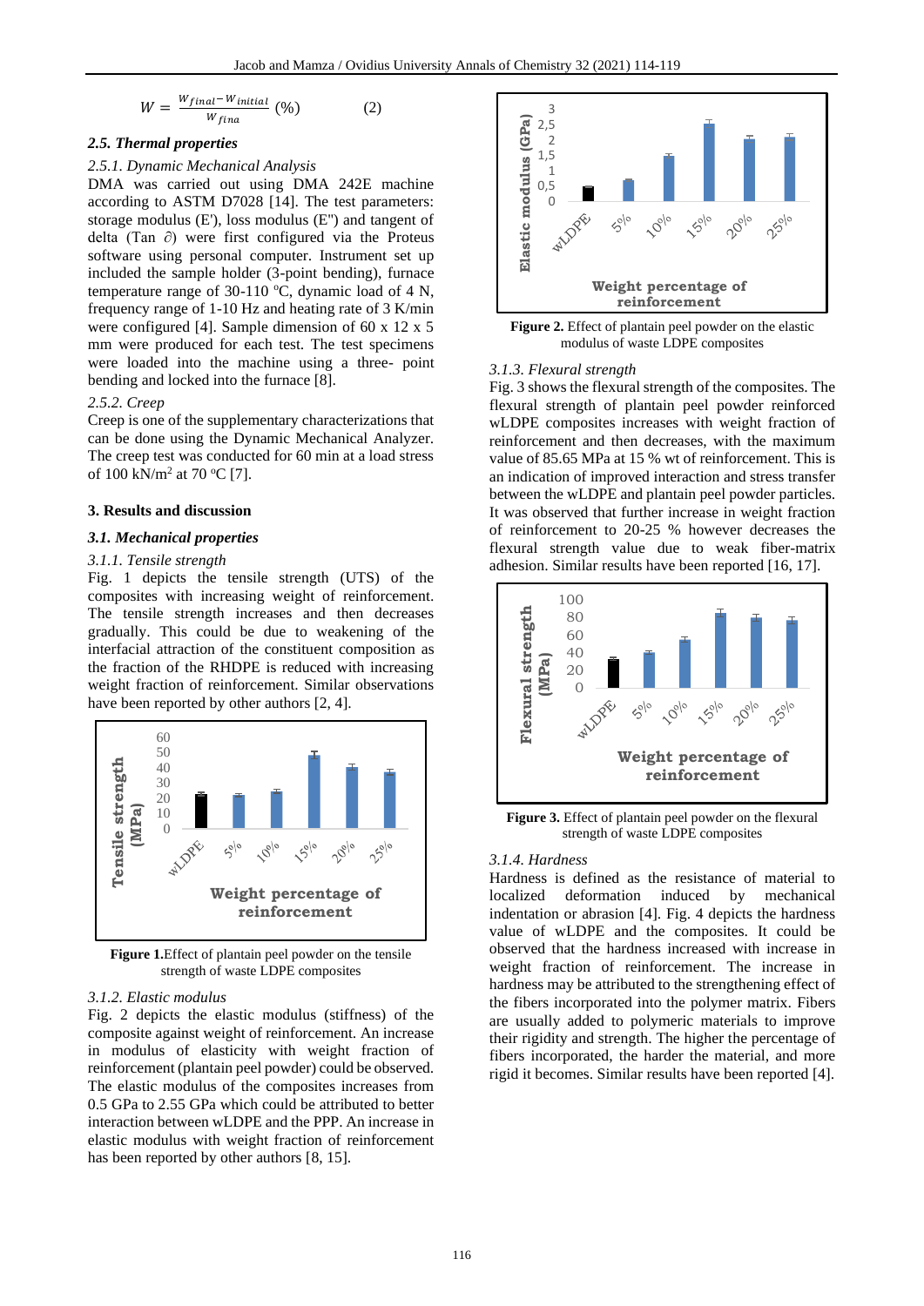$$W = \frac{W_{final} - W_{initial}}{W_{fina}} \ (\%) \qquad (2)$$

### *2.5. Thermal properties*

*2.5.1. Dynamic Mechanical Analysis*

DMA was carried out using DMA 242E machine according to ASTM D7028 [14]. The test parameters: storage modulus (E'), loss modulus (E") and tangent of delta (Tan ∂) were first configured via the Proteus software using personal computer. Instrument set up included the sample holder (3-point bending), furnace temperature range of 30-110 °C, dynamic load of 4 N, frequency range of 1-10 Hz and heating rate of 3 K/min were configured [4]. Sample dimension of 60 x 12 x 5 mm were produced for each test. The test specimens were loaded into the machine using a three- point bending and locked into the furnace [8].

*2.5.2. Creep*

Creep is one of the supplementary characterizations that can be done using the Dynamic Mechanical Analyzer. The creep test was conducted for 60 min at a load stress of 100 kN/m$^2$ at 70 °C [7].

## 3. Results and discussion

### *3.1. Mechanical properties*

*3.1.1. Tensile strength*

Fig. 1 depicts the tensile strength (UTS) of the composites with increasing weight of reinforcement. The tensile strength increases and then decreases gradually. This could be due to weakening of the interfacial attraction of the constituent composition as the fraction of the RHDPE is reduced with increasing weight fraction of reinforcement. Similar observations have been reported by other authors [2, 4].

**Figure 1.**Effect of plantain peel powder on the tensile strength of waste LDPE composites

*3.1.2. Elastic modulus*

Fig. 2 depicts the elastic modulus (stiffness) of the composite against weight of reinforcement. An increase in modulus of elasticity with weight fraction of reinforcement (plantain peel powder) could be observed. The elastic modulus of the composites increases from 0.5 GPa to 2.55 GPa which could be attributed to better interaction between wLDPE and the PPP. An increase in elastic modulus with weight fraction of reinforcement has been reported by other authors [8, 15].

**Figure 2.** Effect of plantain peel powder on the elastic modulus of waste LDPE composites

*3.1.3. Flexural strength*

Fig. 3 shows the flexural strength of the composites. The flexural strength of plantain peel powder reinforced wLDPE composites increases with weight fraction of reinforcement and then decreases, with the maximum value of 85.65 MPa at 15 % wt of reinforcement. This is an indication of improved interaction and stress transfer between the wLDPE and plantain peel powder particles. It was observed that further increase in weight fraction of reinforcement to 20-25 % however decreases the flexural strength value due to weak fiber-matrix adhesion. Similar results have been reported [16, 17].

**Figure 3.** Effect of plantain peel powder on the flexural strength of waste LDPE composites

*3.1.4. Hardness*

Hardness is defined as the resistance of material to localized deformation induced by mechanical indentation or abrasion [4]. Fig. 4 depicts the hardness value of wLDPE and the composites. It could be observed that the hardness increased with increase in weight fraction of reinforcement. The increase in hardness may be attributed to the strengthening effect of the fibers incorporated into the polymer matrix. Fibers are usually added to polymeric materials to improve their rigidity and strength. The higher the percentage of fibers incorporated, the harder the material, and more rigid it becomes. Similar results have been reported [4].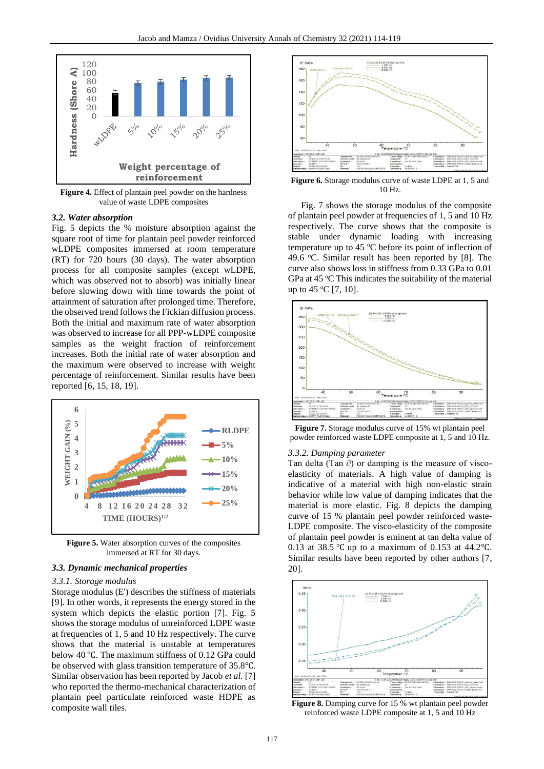**Figure 4.** Effect of plantain peel powder on the hardness value of waste LDPE composites

### *3.2. Water absorption*

Fig. 5 depicts the % moisture absorption against the square root of time for plantain peel powder reinforced wLDPE composites immersed at room temperature (RT) for 720 hours (30 days). The water absorption process for all composite samples (except wLDPE, which was observed not to absorb) was initially linear before slowing down with time towards the point of attainment of saturation after prolonged time. Therefore, the observed trend follows the Fickian diffusion process. Both the initial and maximum rate of water absorption was observed to increase for all PPP-wLDPE composite samples as the weight fraction of reinforcement increases. Both the initial rate of water absorption and the maximum were observed to increase with weight percentage of reinforcement. Similar results have been reported [6, 15, 18, 19].

**Figure 5.** Water absorption curves of the composites immersed at RT for 30 days.

### *3.3. Dynamic mechanical properties*

*3.3.1. Storage modulus*

Storage modulus (E') describes the stiffness of materials [9]. In other words, it represents the energy stored in the system which depicts the elastic portion [7]. Fig. 5 shows the storage modulus of unreinforced LDPE waste at frequencies of 1, 5 and 10 Hz respectively. The curve shows that the material is unstable at temperatures below 40 ℃. The maximum stiffness of 0.12 GPa could be observed with glass transition temperature of 35.8℃. Similar observation has been reported by Jacob *et al.* [7] who reported the thermo-mechanical characterization of plantain peel particulate reinforced waste HDPE as composite wall tiles.

**Figure 6.** Storage modulus curve of waste LDPE at 1, 5 and 10 Hz.

Fig. 7 shows the storage modulus of the composite of plantain peel powder at frequencies of 1, 5 and 10 Hz respectively. The curve shows that the composite is stable under dynamic loading with increasing temperature up to 45 $^{o}$C before its point of inflection of 49.6 $^{o}$C. Similar result has been reported by [8]. The curve also shows loss in stiffness from 0.33 GPa to 0.01 GPa at 45 $^{o}$C This indicates the suitability of the material up to 45 $^{o}$C [7, 10].

**Figure 7.** Storage modulus curve of 15% wt plantain peel powder reinforced waste LDPE composite at 1, 5 and 10 Hz.

*3.3.2. Damping parameter*

Tan delta (Tan ∂) or damping is the measure of visco-elasticity of materials. A high value of damping is indicative of a material with high non-elastic strain behavior while low value of damping indicates that the material is more elastic. Fig. 8 depicts the damping curve of 15 % plantain peel powder reinforced waste-LDPE composite. The visco-elasticity of the composite of plantain peel powder is eminent at tan delta value of 0.13 at 38.5 ℃ up to a maximum of 0.153 at 44.2℃. Similar results have been reported by other authors [7, 20].

**Figure 8.** Damping curve for 15 % wt plantain peel powder reinforced waste LDPE composite at 1, 5 and 10 Hz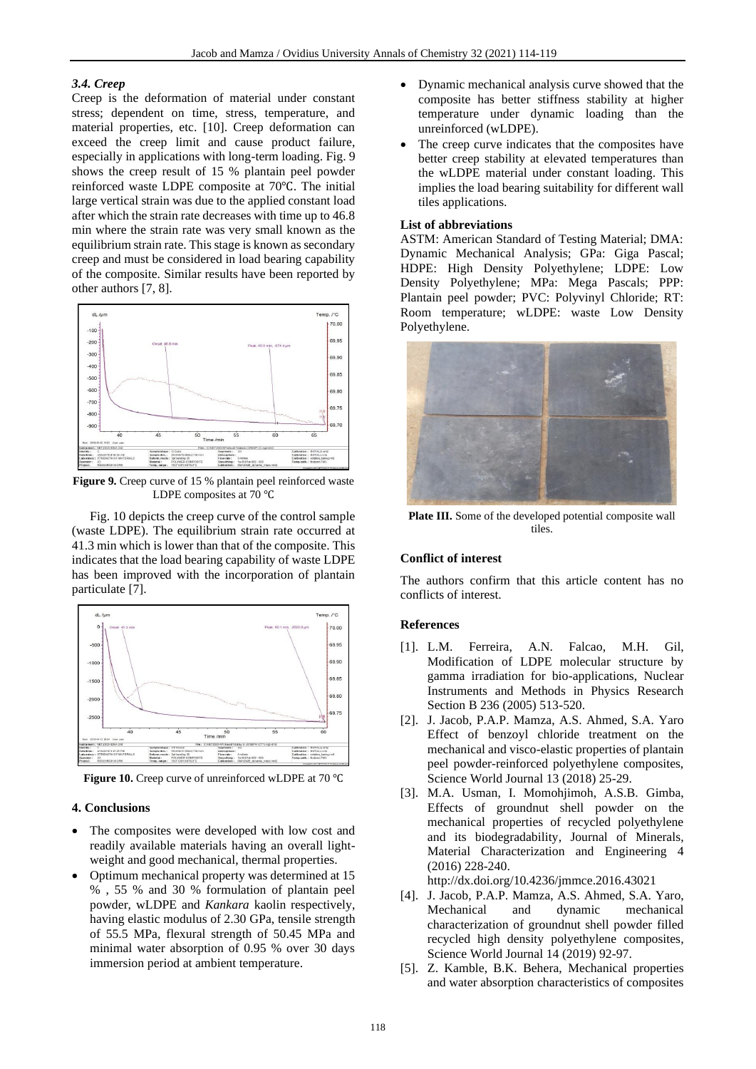### 3.4. Creep

Creep is the deformation of material under constant stress; dependent on time, stress, temperature, and material properties, etc. [10]. Creep deformation can exceed the creep limit and cause product failure, especially in applications with long-term loading. Fig. 9 shows the creep result of 15 % plantain peel powder reinforced waste LDPE composite at 70℃. The initial large vertical strain was due to the applied constant load after which the strain rate decreases with time up to 46.8 min where the strain rate was very small known as the equilibrium strain rate. This stage is known as secondary creep and must be considered in load bearing capability of the composite. Similar results have been reported by other authors [7, 8].

**Figure 9.** Creep curve of 15 % plantain peel reinforced waste LDPE composites at 70 ℃

Fig. 10 depicts the creep curve of the control sample (waste LDPE). The equilibrium strain rate occurred at 41.3 min which is lower than that of the composite. This indicates that the load bearing capability of waste LDPE has been improved with the incorporation of plantain particulate [7].

**Figure 10.** Creep curve of unreinforced wLDPE at 70 ℃

## 4. Conclusions

- The composites were developed with low cost and readily available materials having an overall light-weight and good mechanical, thermal properties.
- Optimum mechanical property was determined at 15 % , 55 % and 30 % formulation of plantain peel powder, wLDPE and *Kankara* kaolin respectively, having elastic modulus of 2.30 GPa, tensile strength of 55.5 MPa, flexural strength of 50.45 MPa and minimal water absorption of 0.95 % over 30 days immersion period at ambient temperature.
- Dynamic mechanical analysis curve showed that the composite has better stiffness stability at higher temperature under dynamic loading than the unreinforced (wLDPE).
- The creep curve indicates that the composites have better creep stability at elevated temperatures than the wLDPE material under constant loading. This implies the load bearing suitability for different wall tiles applications.

### List of abbreviations

ASTM: American Standard of Testing Material; DMA: Dynamic Mechanical Analysis; GPa: Giga Pascal; HDPE: High Density Polyethylene; LDPE: Low Density Polyethylene; MPa: Mega Pascals; PPP: Plantain peel powder; PVC: Polyvinyl Chloride; RT: Room temperature; wLDPE: waste Low Density Polyethylene.

**Plate III.** Some of the developed potential composite wall tiles.

### Conflict of interest

The authors confirm that this article content has no conflicts of interest.

### References

[1]. L.M. Ferreira, A.N. Falcao, M.H. Gil, Modification of LDPE molecular structure by gamma irradiation for bio-applications, Nuclear Instruments and Methods in Physics Research Section B 236 (2005) 513-520.

[2]. J. Jacob, P.A.P. Mamza, A.S. Ahmed, S.A. Yaro Effect of benzoyl chloride treatment on the mechanical and visco-elastic properties of plantain peel powder-reinforced polyethylene composites, Science World Journal 13 (2018) 25-29.

[3]. M.A. Usman, I. Momohjimoh, A.S.B. Gimba, Effects of groundnut shell powder on the mechanical properties of recycled polyethylene and its biodegradability, Journal of Minerals, Material Characterization and Engineering 4 (2016) 228-240. http://dx.doi.org/10.4236/jmmce.2016.43021

[4]. J. Jacob, P.A.P. Mamza, A.S. Ahmed, S.A. Yaro, Mechanical and dynamic mechanical characterization of groundnut shell powder filled recycled high density polyethylene composites, Science World Journal 14 (2019) 92-97.

[5]. Z. Kamble, B.K. Behera, Mechanical properties and water absorption characteristics of composites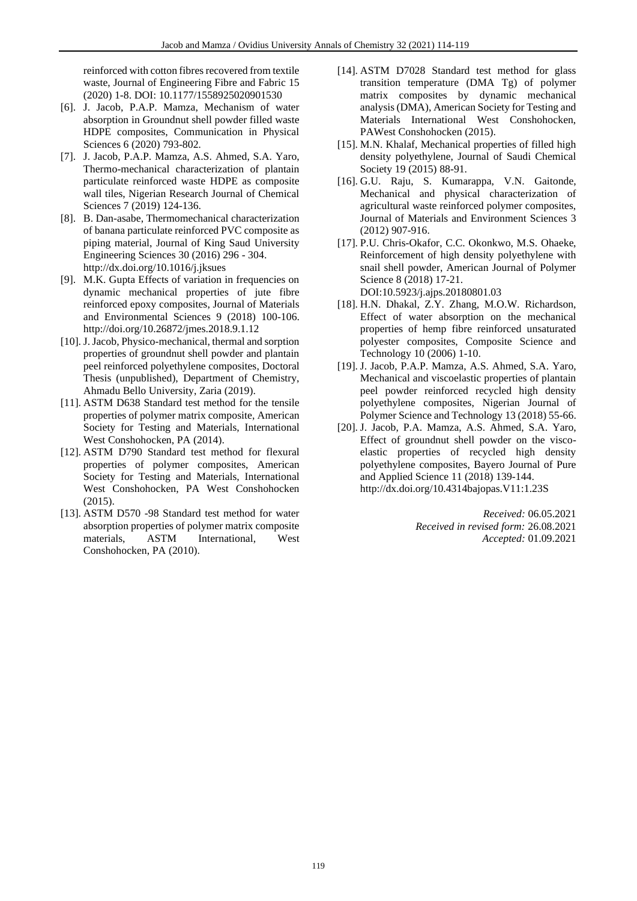reinforced with cotton fibres recovered from textile waste, Journal of Engineering Fibre and Fabric 15 (2020) 1-8. DOI: 10.1177/1558925020901530

[6]. J. Jacob, P.A.P. Mamza, Mechanism of water absorption in Groundnut shell powder filled waste HDPE composites, Communication in Physical Sciences 6 (2020) 793-802.

[7]. J. Jacob, P.A.P. Mamza, A.S. Ahmed, S.A. Yaro, Thermo-mechanical characterization of plantain particulate reinforced waste HDPE as composite wall tiles, Nigerian Research Journal of Chemical Sciences 7 (2019) 124-136.

[8]. B. Dan-asabe, Thermomechanical characterization of banana particulate reinforced PVC composite as piping material, Journal of King Saud University Engineering Sciences 30 (2016) 296 - 304. http://dx.doi.org/10.1016/j.jksues

[9]. M.K. Gupta Effects of variation in frequencies on dynamic mechanical properties of jute fibre reinforced epoxy composites, Journal of Materials and Environmental Sciences 9 (2018) 100-106. http://doi.org/10.26872/jmes.2018.9.1.12

[10]. J. Jacob, Physico-mechanical, thermal and sorption properties of groundnut shell powder and plantain peel reinforced polyethylene composites, Doctoral Thesis (unpublished), Department of Chemistry, Ahmadu Bello University, Zaria (2019).

[11]. ASTM D638 Standard test method for the tensile properties of polymer matrix composite, American Society for Testing and Materials, International West Conshohocken, PA (2014).

[12]. ASTM D790 Standard test method for flexural properties of polymer composites, American Society for Testing and Materials, International West Conshohocken, PA West Conshohocken (2015).

[13]. ASTM D570 -98 Standard test method for water absorption properties of polymer matrix composite materials, ASTM International, West Conshohocken, PA (2010).

[14]. ASTM D7028 Standard test method for glass transition temperature (DMA Tg) of polymer matrix composites by dynamic mechanical analysis (DMA), American Society for Testing and Materials International West Conshohocken, PAWest Conshohocken (2015).

[15]. M.N. Khalaf, Mechanical properties of filled high density polyethylene, Journal of Saudi Chemical Society 19 (2015) 88-91.

[16]. G.U. Raju, S. Kumarappa, V.N. Gaitonde, Mechanical and physical characterization of agricultural waste reinforced polymer composites, Journal of Materials and Environment Sciences 3 (2012) 907-916.

[17]. P.U. Chris-Okafor, C.C. Okonkwo, M.S. Ohaeke, Reinforcement of high density polyethylene with snail shell powder, American Journal of Polymer Science 8 (2018) 17-21. DOI:10.5923/j.ajps.20180801.03

[18]. H.N. Dhakal, Z.Y. Zhang, M.O.W. Richardson, Effect of water absorption on the mechanical properties of hemp fibre reinforced unsaturated polyester composites, Composite Science and Technology 10 (2006) 1-10.

[19]. J. Jacob, P.A.P. Mamza, A.S. Ahmed, S.A. Yaro, Mechanical and viscoelastic properties of plantain peel powder reinforced recycled high density polyethylene composites, Nigerian Journal of Polymer Science and Technology 13 (2018) 55-66.

[20]. J. Jacob, P.A. Mamza, A.S. Ahmed, S.A. Yaro, Effect of groundnut shell powder on the visco-elastic properties of recycled high density polyethylene composites, Bayero Journal of Pure and Applied Science 11 (2018) 139-144. http://dx.doi.org/10.4314bajopas.V11:1.23S

*Received:* 06.05.2021
*Received in revised form:* 26.08.2021
*Accepted:* 01.09.2021